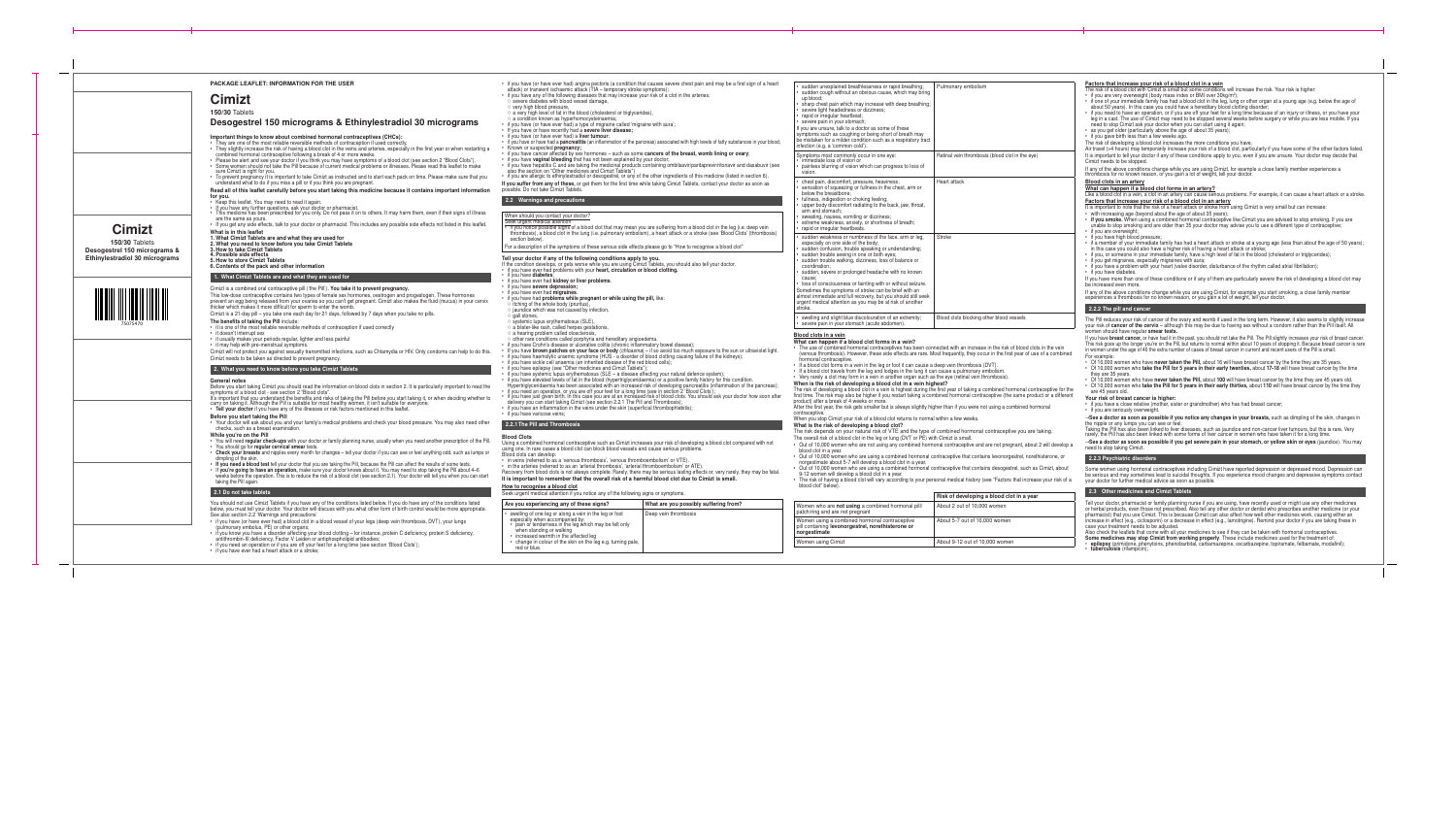**PACKAGE LEAFLET: INFORMATION FOR THE USER**

# Cimizt

**150/30 Tablets**

## Desogestrel 150 micrograms & Ethinylestradiol 30 micrograms

**Important things to know about combined hormonal contraceptives (CHCs):**

- They are one of the most reliable reversible methods of contraception if used correctly.
- They slightly increase the risk of having a blood clot in the veins and arteries, especially in the first year or when restarting a combined hormonal contraceptive following a break of 4 or more weeks.
- Please be alert and see your doctor if you think you may have symptoms of a blood clot (see section 2 "Blood Clots").
- Some women should not take the Pill because of current medical problems or illnesses. Please read this leaflet to make sure Cimizt is right for you.
- To prevent pregnancy it is important to take Cimizt as instructed and to start each pack on time. Please make sure that you understand what to do if you miss a pill or if you think you are pregnant.

**Read all of this leaflet carefully before you start taking this medicine because it contains important information for you.**

- Keep this leaflet. You may need to read it again.
- If you have any further questions, ask your doctor or pharmacist.
- This medicine has been prescribed for you only. Do not pass it on to others. It may harm them, even if their signs of illness are the same as yours.
- If you get any side effects, talk to your doctor or pharmacist. This includes any possible side effects not listed in this leaflet.

**What is in this leaflet**

1. What Cimizt Tablets are and what they are used for
2. What you need to know before you take Cimizt Tablets
3. How to take Cimizt Tablets
4. Possible side effects
5. How to store Cimizt Tablets
6. Contents of the pack and other information

### 1. What Cimizt Tablets are and what they are used for

Cimizt is a combined oral contraceptive pill ('the Pill'). **You take it to prevent pregnancy.**

This low-dose contraceptive contains two types of female sex hormones, oestrogen and progestogen. These hormones prevent an egg being released from your ovaries so you can't get pregnant. Cimizt also makes the fluid (mucus) in your cervix thicker which makes it more difficult for sperm to enter the womb.

Cimizt is a 21-day pill – you take one each day for 21 days, followed by 7 days when you take no pills.

**The benefits of taking the Pill** include:

- it is one of the most reliable reversible methods of contraception if used correctly
- it doesn't interrupt sex
- it usually makes your periods regular, lighter and less painful
- it may help with pre-menstrual symptoms.

Cimizt will not protect you against sexually transmitted infections, such as Chlamydia or HIV. Only condoms can help to do this. Cimizt needs to be taken as directed to prevent pregnancy.

### 2. What you need to know before you take Cimizt Tablets

**General notes**

Before you start taking Cimizt you should read the information on blood clots in section 2. It is particularly important to read the symptoms of a blood clot - see section 2 "Blood clots".

It's important that you understand the benefits and risks of taking the Pill before you start taking it, or when deciding whether to carry on taking it. Although the Pill is suitable for most healthy women, it isn't suitable for everyone.

- **Tell your doctor** if you have any of the illnesses or risk factors mentioned in this leaflet.

**Before you start taking the Pill**

- Your doctor will ask about you and your family's medical problems and check your blood pressure. You may also need other checks, such as a breast examination.

**While you're on the Pill**

- You will need **regular check-ups** with your doctor or family planning nurse, usually when you need another prescription of the Pill.
- You should go for **regular cervical smear** tests.
- **Check your breasts** and nipples every month for changes – tell your doctor if you can see or feel anything odd, such as lumps or dimpling of the skin.
- If you **need a blood test** tell your doctor that you are taking the Pill, because the Pill can affect the results of some tests.
- If **you're going to have an operation**, make sure your doctor knows about it. You may need to stop taking the Pill about 4–6 weeks before the operation. This is to reduce the risk of a blood clot (see section 2.1). Your doctor will tell you when you can start taking the Pill again.

### 2.1 Do not take tablets

You should not use Cimizt Tablets if you have any of the conditions listed below. If you do have any of the conditions listed below, you must tell your doctor. Your doctor will discuss with you what other form of birth control would be more appropriate. See also section 2.2 'Warnings and precautions'.

- if you have (or have ever had) a blood clot in a blood vessel of your legs (deep vein thrombosis, DVT), your lungs (pulmonary embolus, PE) or other organs;
- if you know you have a disorder affecting your blood clotting – for instance, protein C deficiency, protein S deficiency, antithrombin-III deficiency, Factor V Leiden or antiphospholipid antibodies;
- if you need an operation or if you are off your feet for a long time (see section 'Blood Clots');
- if you have ever had a heart attack or a stroke;
- if you have (or have ever had) angina pectoris (a condition that causes severe chest pain and may be a first sign of a heart attack) or transient ischaemic attack (TIA – temporary stroke symptoms);
- if you have any of the following diseases that may increase your risk of a clot in the arteries:
  - severe diabetes with blood vessel damage.
  - very high blood pressure,
  - a very high level of fat in the blood (cholesterol or triglycerides),
  - a condition known as hyperhomocysteinaemia.
- if you have (or have ever had) a type of migraine called 'migraine with aura';
- if you have or have recently had a **severe liver disease**;
- if you have (or have ever had) a **liver tumour**;
- if you have or have had a **pancreatitis** (an inflammation of the pancreas) associated with high levels of fatty substances in your blood;
- Known or suspected **pregnancy**;
- if you have cancer affected by sex hormones – such as some **cancers of the breast, womb lining or ovary**.
- if you have **vaginal bleeding** that has not been explained by your doctor;
- if you have hepatitis C and are taking the medicinal products containing ombitasvir/paritaprevir/ritonavir and dasabuvir (see also the section on "Other medicines and Cimizt Tablets")
- if you are allergic to ethinylestradiol or desogestrel, or any of the other ingredients of this medicine (listed in section 6).

**If you suffer from any of these,** or get them for the first time while taking Cimizt Tablets, contact your doctor as soon as possible. Do not take Cimizt Tablets.

### 2.2 Warnings and precautions

When should you contact your doctor?

Seek urgent medical attention

- if you notice possible signs of a blood clot that may mean you are suffering from a blood clot in the leg (i.e. deep vein thrombosis), a blood clot in the lung (i.e. pulmonary embolism), a heart attack or a stroke (see 'Blood Clots' (thrombosis) section below).

For a description of the symptoms of these serious side effects please go to "How to recognise a blood clot"

**Tell your doctor if any of the following conditions apply to you.**

If the condition develops, or gets worse while you are using Cimizt Tablets, you should also tell your doctor.

- If you have ever had problems with your **heart, circulation or blood clotting.**
- If you have **diabetes**;
- If you have ever had **kidney or liver problems**.
- If you have **severe depression**;
- If you have ever had **migraines**.
- If you have had **problems while pregnant or while using the pill**, like:
  - itching of the whole body (pruritus),
  - jaundice which was not caused by infection,
  - gall stones,
  - systemic lupus erythematosus (SLE),
  - a blister-like rash, called herpes gestationis,
  - a hearing problem called otosclerosis,
  - other rare conditions called porphyria and hereditary angioedema.
- If you have Crohn's disease or ulcerative colitis (chronic inflammatory bowel disease);
- If you have **brown patches on your face or body** (chloasma) – if so avoid too much exposure to the sun or ultraviolet light.
- If you have haemolytic uraemic syndrome (HUS - a disorder of blood clotting causing failure of the kidneys);
- If you have sickle cell anaemia (an inherited disease of the red blood cells);
- If you have epilepsy (see "Other medicines and Cimizt Tablets");
- If you have systemic lupus erythematosus (SLE – a disease affecting your natural defence system);
- If you have elevated levels of fat in the blood (hypertriglyceridaemia) or a positive family history for this condition. Hypertriglyceridaemia has been associated with an increased risk of developing pancreatitis (inflammation of the pancreas);
- If you need an operation, or you are off your feet for a long time (see in section 2 'Blood Clots');
- If you have just given birth. In this case you are at an increased risk of blood clots. You should ask your doctor how soon after delivery you can start taking Cimizt (see section 2.2.1 The Pill and Thrombosis);
- If you have an inflammation in the veins under the skin (superficial thrombophlebitis);
- If you have varicose veins;

### 2.2.1 The Pill and Thrombosis

**Blood Clots**

Using a combined hormonal contraceptive such as Cimizt increases your risk of developing a blood clot compared with not using one. In rare cases a blood clot can block blood vessels and cause serious problems.

Blood clots can develop:

- in veins (referred to as a 'venous thrombosis', 'venous thromboembolism' or VTE)
- in the arteries (referred to as an 'arterial thrombosis', 'arterial thromboembolism' or ATE).

Recovery from blood clots is not always complete. Rarely, there may be serious lasting effects or, very rarely, they may be fatal.

**It is important to remember that the overall risk of a harmful blood clot due to Cimizt is small.**

**How to recognise a blood clot**

Seek urgent medical attention if you notice any of the following signs or symptoms.

| Are you experiencing any of these signs? | What are you possibly suffering from? |
|---|---|
| • swelling of one leg or along a vein in the leg or foot especially when accompanied by:<br>◦ pain or tenderness in the leg which may be felt only when standing or walking<br>◦ increased warmth in the affected leg<br>◦ change in colour of the skin on the leg e.g. turning pale, red or blue. | Deep vein thrombosis |
| • sudden unexplained breathlessness or rapid breathing;<br>• sudden cough without an obvious cause, which may bring up blood;<br>• sharp chest pain which may increase with deep breathing;<br>• severe light headedness or dizziness;<br>• rapid or irregular heartbeat;<br>• severe pain in your stomach.<br>If you are unsure, talk to a doctor as some of these symptoms such as coughing or being short of breath may be mistaken for a milder condition such as a respiratory tract infection (e.g. a 'common cold'). | Pulmonary embolism |
| Symptoms most commonly occur in one eye:<br>• immediate loss of vision or<br>• painless blurring of vision which can progress to loss of vision. | Retinal vein thrombosis (blood clot in the eye) |
| • chest pain, discomfort, pressure, heaviness;<br>• sensation of squeezing or fullness in the chest, arm or below the breastbone;<br>• fullness, indigestion or choking feeling;<br>• upper body discomfort radiating to the back, jaw, throat, arm and stomach;<br>• sweating, nausea, vomiting or dizziness;<br>• extreme weakness, anxiety, or shortness of breath;<br>• rapid or irregular heartbeats. | Heart attack |
| • sudden weakness or numbness of the face, arm or leg, especially on one side of the body;<br>• sudden confusion, trouble speaking or understanding;<br>• sudden trouble seeing in one or both eyes;<br>• sudden trouble walking, dizziness, loss of balance or coordination;<br>• sudden, severe or prolonged headache with no known cause;<br>• loss of consciousness or fainting with or without seizure.<br>Sometimes the symptoms of stroke can be brief with an almost immediate and full recovery, but you should still seek urgent medical attention as you may be at risk of another stroke. | Stroke |
| • swelling and slight blue discolouration of an extremity;<br>• severe pain in your stomach (acute abdomen). | Blood clots blocking other blood vessels |

**Blood clots in a vein**

**What can happen if a blood clot forms in a vein?**

- The use of combined hormonal contraceptives has been connected with an increase in the risk of blood clots in the vein (venous thrombosis). However, these side effects are rare. Most frequently, they occur in the first year of use of a combined hormonal contraceptive.
- If a blood clot forms in a vein in the leg or foot it can cause a deep vein thrombosis (DVT).
- If a blood clot travels from the leg and lodges in the lung it can cause a pulmonary embolism.
- Very rarely a clot may form in a vein in another organ such as the eye (retinal vein thrombosis).

**When is the risk of developing a blood clot in a vein highest?**

The risk of developing a blood clot in a vein is highest during the first year of taking a combined hormonal contraceptive for the first time. The risk may also be higher if you restart taking a combined hormonal contraceptive (the same product or a different product) after a break of 4 weeks or more.

After the first year, the risk gets smaller but is always slightly higher than if you were not using a combined hormonal contraceptive.

When you stop Cimizt your risk of a blood clot returns to normal within a few weeks.

**What is the risk of developing a blood clot?**

The risk depends on your natural risk of VTE and the type of combined hormonal contraceptive you are taking.

The overall risk of a blood clot in the leg or lung (DVT or PE) with Cimizt is small.

- Out of 10,000 women who are not using any combined hormonal contraceptive and are not pregnant, about 2 will develop a blood clot in a year.
- Out of 10,000 women who are using a combined hormonal contraceptive that contains levonorgestrel, norethisterone, or norgestimate about 5-7 will develop a blood clot in a year.
- Out of 10,000 women who are using a combined hormonal contraceptive that contains desogestrel, such as Cimizt, about 9-12 women will develop a blood clot in a year.
- The risk of having a blood clot will vary according to your personal medical history (see "Factors that increase your risk of a blood clot" below).

| | Risk of developing a blood clot in a year |
|---|---|
| Women who are **not using** a combined hormonal pill/ patch/ring and are not pregnant | About 2 out of 10,000 women |
| Women using a combined hormonal contraceptive pill containing **levonorgestrel, norethisterone or norgestimate** | About 5-7 out of 10,000 women |
| Women using Cimizt | About 9-12 out of 10,000 women |

**Factors that increase your risk of a blood clot in a vein**

The risk of a blood clot with Cimizt is small but some conditions will increase the risk. Your risk is higher:

- if you are very overweight (body mass index or BMI over 30kg/m²);
- if one of your immediate family has had a blood clot in the leg, lung or other organ at a young age (e.g. below the age of about 50 years). In this case you could have a hereditary blood clotting disorder;
- if you need to have an operation, or if you are off your feet for a long time because of an injury or illness, or you have your leg in a cast. The use of Cimizt may need to be stopped several weeks before surgery or while you are less mobile. If you need to stop Cimizt ask your doctor when you can start using it again;
- as you get older (particularly above the age of about 35 years);
- if you gave birth less than a few weeks ago.

The risk of developing a blood clot increases the more conditions you have.

Air travel (>4 hours) may temporarily increase your risk of a blood clot, particularly if you have some of the other factors listed.

It is important to tell your doctor if any of these conditions apply to you, even if you are unsure. Your doctor may decide that Cimizt needs to be stopped.

If any of the above conditions change while you are using Cimizt, for example a close family member experiences a thrombosis for no known reason; or you gain a lot of weight, tell your doctor.

**Blood clots in an artery**

**What can happen if a blood clot forms in an artery?**

Like a blood clot in a vein, a clot in an artery can cause serious problems. For example, it can cause a heart attack or a stroke.

**Factors that increase your risk of a blood clot in an artery**

It is important to note that the risk of a heart attack or stroke from using Cimizt is very small but can increase:

- with increasing age (beyond about the age of about 35 years);
- **if you smoke.** When using a combined hormonal contraceptive like Cimizt you are advised to stop smoking. If you are unable to stop smoking and are older than 35 your doctor may advise you to use a different type of contraceptive;
- if you are overweight;
- if you have high blood pressure;
- if a member of your immediate family has had a heart attack or stroke at a young age (less than about the age of 50 years); in this case you could also have a higher risk of having a heart attack or stroke;
- if you, or someone in your immediate family, have a high level of fat in the blood (cholesterol or triglycerides);
- if you get migraines, especially migraines with aura;
- if you have a problem with your heart (valve disorder, disturbance of the rhythm called atrial fibrillation);
- if you have diabetes.

If you have more than one of these conditions or if any of them are particularly severe the risk of developing a blood clot may be increased even more.

If any of the above conditions change while you are using Cimizt, for example you start smoking, a close family member experiences a thrombosis for no known reason; or you gain a lot of weight, tell your doctor.

### 2.2.2 The pill and cancer

The Pill reduces your risk of cancer of the ovary and womb if used in the long term. However, it also seems to slightly increase your risk of **cancer of the cervix** – although this may be due to having sex without a condom rather than the Pill itself. All women should have regular **smear tests.**

If you have **breast cancer,** or have had it in the past, you should not take the Pill. The Pill slightly increases your risk of breast cancer. This risk goes up the longer you're on the Pill, but returns to normal within about 10 years of stopping it. Because breast cancer is rare in women under the age of 40 the extra number of cases of breast cancer in current and recent users of the Pill is small.

For example:

- Of 10,000 women who have **never taken the Pill,** about 16 will have breast cancer by the time they are 35 years.
- Of 10,000 women who **take the Pill for 5 years in their early twenties,** about 17-18 will have breast cancer by the time they are 35 years.
- Of 10,000 women who have **never taken the Pill,** about **100** will have breast cancer by the time they are 45 years old.
- Of 10,000 women who **take the Pill for 5 years in their early thirties,** about **110** will have breast cancer by the time they are 45 years old.

**Your risk of breast cancer is higher:**

- if you have a close relative (mother, sister or grandmother) who has had breast cancer;
- if you are seriously overweight.

**→See a doctor as soon as possible if you notice any changes in your breasts,** such as dimpling of the skin, changes in the nipple or any lumps you can see or feel.

Taking the Pill has also been linked to liver diseases, such as jaundice and non-cancer liver tumours, but this is rare. Very rarely, the Pill has also been linked with some forms of liver cancer in women who have taken it for a long time.

**→See a doctor as soon as possible if you get severe pain in your stomach, or yellow skin or eyes** (jaundice). You may need to stop taking Cimizt.

### 2.2.3 Psychiatric disorders

Some women using hormonal contraceptives including Cimizt have reported depression or depressed mood. Depression can be serious and may sometimes lead to suicidal thoughts. If you experience mood changes and depressive symptoms contact your doctor for further medical advice as soon as possible.

### 2.3 Other medicines and Cimizt Tablets

Tell your doctor, pharmacist or family planning nurse if you are using, have recently used or might use any other medicines or herbal products, even those not prescribed. Also tell any other doctor or dentist who prescribes another medicine (or your pharmacist) that you use Cimizt. This is because Cimizt can also affect how well other medicines work, causing either an increase in effect (e.g., ciclosporin) or a decrease in effect (e.g., lamotrigine). Remind your doctor if you are taking these in case your treatment needs to be adjusted.

Also check the leaflets that come with all your medicines to see if they can be taken with hormonal contraceptives.

**Some medicines may stop Cimizt from working properly.** These include medicines used for the treatment of:

- **epilepsy** (primidone, phenytoin, phenobarbital, carbamazepine, oxcarbazepine, topiramate, felbamate, modafinil);
- **tuberculosis** (rifampicin);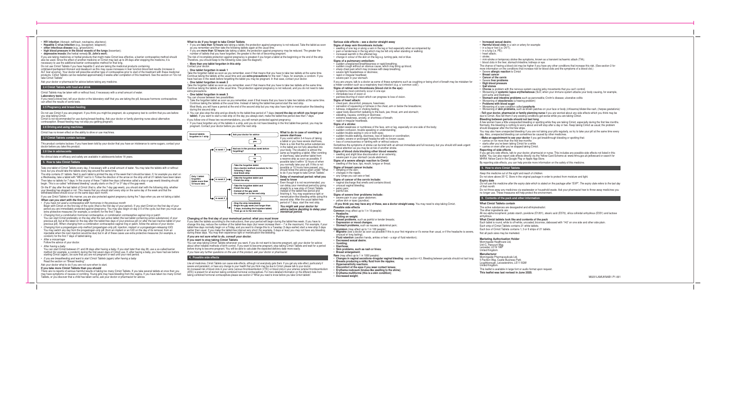- **HIV infection** (ritonavir, nelfinavir, nevirapine, efavirenz);
- **Hepatitis C virus infection** (e.g., boceprevir, telaprevir);
- **other infectious disease** (e.g., griseofulvin);
- **high blood pressure in the blood vessels of the lungs** (bosentan);
- **depressive moods** (the herbal remedy **St. John's wort**).

If you are taking medicines or herbal products that might make Cimizt less effective, a barrier contraceptive method should also be used. Since the effect of another medicine on Cimizt may last up to 28 days after stopping the medicine, it is necessary to use the additional barrier contraceptive method for that long.

Do not use Cimizt Tablets if you have Hepatitis C and are taking the medicinal products containing ombitasvir/paritaprevir/ritonavir and dasabuvir as this may cause increases in liver function blood test results (increase in ALT liver enzyme). Your doctor will prescribe another type of contraceptive prior to start of the treatment with these medicinal products. Cimizt Tablets can be restarted approximately 2 weeks after completion of this treatment. See the section on "Do not take Cimizt Tablets".

Ask your doctor or pharmacist for advice before taking any medicine.

## 2.4 Cimizt Tablets with food and drink

Cimizt Tablets may be taken with or without food, if necessary with a small amount of water.

**Laboratory tests:**

If you need a blood test, tell your doctor or the laboratory staff that you are taking the pill, because hormone contraceptives can affect the results of some tests.

## 2.5 Pregnancy and breast-feeding

Do not use Cimizt if you are pregnant. If you think you might be pregnant, do a pregnancy test to confirm that you are before you stop taking Cimizt.

Cimizt is not recommended for use during breast-feeding. Ask your doctor or family planning nurse about alternative contraception. Breast-feeding may not stop you getting pregnant.

## 2.6 Driving and using machines

Cimizt has no known effect on the ability to drive or use machines.

## 2.7 Cimizt Tablets contain lactose

This product contains lactose. If you have been told by your doctor that you have an intolerance to some sugars, contact your doctor before you take this product.

## 2.8 Use in adolescents

No clinical data on efficacy and safety are available in adolescents below 18 years.

## 3. How to take Cimizt Tablets

Take one tablet of Cimizt Tablets every day, if necessary with a small amount of water. You may take the tablets with or without food, but you should take the tablets every day around the same time.

The strip contains 21 tablets. Next to each tablet is printed the day of the week that it should be taken. If, for example you start on a Wednesday, take a tablet with "WED" next to it. Follow the direction of the arrow on the strip until all 21 tablets have been taken. Then take no tablets for 7 days. In the course of these 7 tablet-free days (otherwise called a stop or gap week) bleeding should begin. This is so-called "withdrawal bleeding" usually starts on the 2nd or 3rd day of the gap week.

On the 8th day after the last tablet of Cimizt (that is, after the 7-day gap week), you should start with the following strip, whether your bleeding has stopped or not. This means that you should start every strip on the same day of the week and that the withdrawal bleed should occur on the same days each month.

If you use Cimizt Tablets in this manner, you are also protected against pregnancy during the 7 days when you are not taking a tablet.

***When can you start with the first strip?***

- *If you have not used a contraceptive with hormones in the previous month*
  Begin with Cimizt on the first day of the cycle (that is the first day of your period). If you start Cimizt on the first day of your period you are immediately protected against pregnancy. You may also begin on day 2-5 of the cycle, but then you must use extra protective measures (for example, a condom) for the first 7 days.
- *Changing from a combination hormonal contraceptive, or combination contraceptive vaginal ring or patch*
  You can start Cimizt preferably on the day after the last active tablet (the last tablet containing active substances) of your previous pill, but at the latest on the day after the tablet-free days of your previous pill (or after the last inactive tablet of your previous pill). When changing from a combination contraceptive vaginal ring or patch, follow the advice of your doctor.
- *Changing from a progestogen-only-method (progestogen-only pill, injection, implant or a progestogen-releasing IUD)*
  You may switch any day from the progestogen-only pill (from an implant or an IUD on the day of its removal, from an injectable when the next injection would be due) but in all of these cases use extra protective measures (for example, a condom) for the first 7 days of tablet-taking.
- *After a miscarriage*
  Follow the advice of your doctor.
- *After having a baby*
  You can start Cimizt between 21 and 28 days after having a baby. If you start later than day 28, use a so-called barrier method (for example, a condom) during the first seven days of Cimizt use. If, after having a baby, you have had sex before starting Cimizt (again), be sure that you are not pregnant or wait until your next period.
- *If you are breastfeeding and want to start Cimizt Tablets (again) after having a baby*
  Read the section on "Breast feeding".

Ask your doctor what to do if you are not sure when to start.

**If you take more Cimizt Tablets than you should**

There are no reports of serious harmful results of taking too many Cimizt Tablets. If you take several tablets at once then you may have symptoms of nausea or vomiting. Young girls may have bleeding from the vagina. If you have taken too many Cimizt Tablets, or you discover that a child has taken some, ask your doctor or pharmacist for advice.

**What to do if you forget to take Cimizt Tablets**

- If you are **less than 12 hours** late taking a tablet, the protection against pregnancy is not reduced. Take the tablet as soon as you remember and then take the following tablets again at the usual time.
- If you are **more than 12 hours** late taking a tablet, the protection against pregnancy may be reduced. The greater the number of tablets that you have forgotten, the greater is the risk of becoming pregnant.

The risk of incomplete protection against pregnancy is greatest if you forget a tablet at the beginning or the end of the strip. Therefore, you should keep to the following rules (see the diagram):

- **More than one tablet forgotten in this strip**
  Contact your doctor.
- **One tablet forgotten in week 1**
  Take the forgotten tablet as soon as you remember, even if that means that you have to take two tablets at the same time. Continue taking the tablets at the usual time and use **extra precautions** for the next 7 days, for example, a condom. If you have had sex in the week before forgetting the tablet you may be pregnant. In that case, contact your doctor.
- **One tablet forgotten in week 2**
  Take the forgotten tablet as soon as you remember, even if that means that you have to take two tablets at the same time. Continue taking the tablets at the usual time. The protection against pregnancy is not reduced, and you do not need to take extra precautions.
- **One tablet forgotten in week 3**
  You can choose between two possibilities:
  1. Take the forgotten tablet as soon as you remember, even if that means that you have to take two tablets at the same time. Continue taking the tablets at the usual time. Instead of taking the tablet-free period start the next strip.
     Most likely, you will have a period at the end of the second strip but you may also have light or menstruation-like bleeding during the second strip.
  2. You can also stop the strip and go directly to the tablet-free period of 7 days (**record the day on which you forgot your tablet**). If you want to start a new strip on the day you always start, make the tablet-free period *less than 7 days*.

  If you follow one of these two recommendations, you will remain protected against pregnancy.
- If you have forgotten any of the tablets in a strip, and you do not have bleeding in the first tablet-free period, you may be pregnant. Contact your doctor before you start the next strip.

Several tablets forgotten in 1 strip
Ask your doctor for advice
yes
in week 1
Had sex in the previous week before forgetting?
no
- Take the forgotten tablet
- Use a barrier method (condom) for the following 7 days
- And finish strip

Only 1 tablet forgotten (taken more than 12 hours late)
in week 2
- Take the forgotten tablet and
- Finish the strip

in week 3
- Take the forgotten tablet and
- Finish the strip
- Instead of the gap week
- Go straight on to the next strip

or
- Stop the strip immediately
- Begin the gap week (not longer than 7 days, including the forgotten tablet)
- Then go on to the next strip

**What to do in case of vomiting or severe diarrhoea**

If you vomit within 3-4 hours of taking a tablet or you have severe diarrhoea, there is a risk that the active substances in the tablet are not fully absorbed into your body. The situation is almost the same as forgetting a tablet. After vomiting or diarrhoea, take another tablet from a reserve strip as soon as possible. If possible take it within 12 hours of when you normally take your pill. If this is not possible or 12 hours have passed, you should follow the advice given under "What to do if you forget to take Cimizt Tablets".

**Delay of menstrual period: what you need to know**

Even though it is not recommended, you can delay your menstrual period by going straight to a new strip of Cimizt Tablets instead of the tablet-free period and finishing it. You may experience light or menstruation-like bleeding while using this second strip. After the usual tablet-free period of 7 days, start the next strip.

***You might ask your doctor for advice before deciding to delay your menstrual period.***

**Changing the first day of your menstrual period: what you must know**

If you take the tablets according to the instructions, then your period will begin during the tablet-free week. If you have to change this day, reduce the number of the tablet-free days (but never increase them – 7 is the maximum). For example, if your tablet-free days normally begin on a Friday, and you want to change this to a Tuesday (3 days earlier) start a new strip 3 days earlier than usual. If you make the tablet-free interval very short (for example, 3 days or less) you may not have any bleeding during these days. You may then experience light or menstruation-like bleeding.

***If you are not sure what to do, consult your doctor.***

**If you want to stop taking Cimizt Tablets**

You can stop taking Cimizt Tablets whenever you want. If you do not want to become pregnant, ask your doctor for advice about other reliable methods of birth control. If you want to become pregnant, stop taking Cimizt Tablets and wait for a period before trying to become pregnant. You will be able to calculate the expected delivery date more easily.

*If you have any further questions on the use of this product, ask your doctor or pharmacist.*

## 4. Possible side effects

Like all medicines, Cimizt Tablets can cause side effects, although not everybody gets them. If you get any side effect, particularly if severe and persistent, or have any change to your health that you think may be due to Cimizt, please talk to your doctor.

An increased risk of blood clots in your veins (venous thromboembolism (VTE)) or blood clots in your arteries (arterial thromboembolism (ATE)) is present for all women taking combined hormonal contraceptives. For more detailed information on the different risks from taking combined hormonal contraceptives please see section 2 "What you need to know before you take Cimizt tablets".

**Serious side effects – see a doctor straight away**

**Signs of deep vein thrombosis include:**
- swelling of one leg or along a vein in the leg or foot especially when accompanied by:
- pain or tenderness in the leg which may be felt only when standing or walking;
- increased warmth in the affected leg;
- change in colour of the skin on the leg e.g. turning pale, red or blue.

**Signs of a pulmonary embolism:**
- sudden unexplained breathlessness or rapid breathing;
- sudden cough without an obvious cause, which may bring up blood;
- sharp chest pain which may increase with deep breathing;
- severe light headedness or dizziness;
- rapid or irregular heartbeat;
- severe pain in your stomach.

If you are unsure, talk to a doctor as some of these symptoms such as coughing or being short of breath may be mistaken for a milder condition such as a respiratory tract infection (e.g. a 'common cold').

**Signs of retinal vein thrombosis (blood clot in the eye):**
- symptoms most commonly occur in one eye:
- immediate loss of vision or
- painless blurring of vision which can progress to loss of vision.

**Signs of heart attack:**
- chest pain, discomfort, pressure, heaviness;
- sensation of squeezing or fullness in the chest, arm or below the breastbone;
- fullness, indigestion or choking feeling;
- upper body discomfort radiating to the back, jaw, throat, arm and stomach;
- sweating, nausea, vomiting or dizziness;
- extreme weakness, anxiety, or shortness of breath;
- rapid or irregular heartbeats.

**Signs of a stroke:**
- sudden weakness or numbness of the face, arm or leg, especially on one side of the body;
- sudden confusion, trouble speaking or understanding;
- sudden trouble seeing in one or both eyes;
- sudden trouble walking, dizziness, loss of balance or coordination;
- sudden, severe or prolonged headache with no known cause;
- loss of consciousness or fainting with or without seizure.

Sometimes the symptoms of stroke can be brief with an almost immediate and full recovery, but you should still seek urgent medical attention as you may be at risk of another stroke.

**Signs of blood clots blocking other blood vessels:**
- swelling and slight blue discolouration of an extremity;
- severe pain in your stomach (acute abdomen).

**Signs of a severe allergic reaction to Cimizt:**
- swelling of the face, lips, mouth, tongue or throat.

**Signs of breast cancer include:**
- dimpling of the skin;
- changes in the nipple;
- any lumps you can see or feel.

**Signs of cancer of the cervix include:**
- vaginal discharge that smells and contains blood;
- unusual vaginal bleeding;
- pelvic pain;
- painful sex.

**Signs of severe liver problems include:**
- severe pain in your upper abdomen;
- yellow skin or eyes (jaundice).

**→If you think you may have any of these, see a doctor straight away.** You may need to stop taking Cimizt.

**Possible side effects**

**Common** (may affect up to 1 in 10 people):
- **Headache**;
- **Putting on weight**;
- **Breast problems**, such as painful or tender breasts;
- **Depression or mood changes**;
- **Stomach problems**, such as nausea; abdominal pain;

**Uncommon** (may affect up to 1 in 100 people):
- **Migraine** (see a doctor as soon as possible if this is your first migraine or it's worse than usual, or if the headache is severe, unusual or long lasting);
- **Fluid retention** (swollen hands, ankles or feet – a sign of fluid retention);
- **Decreased sexual desire**;
- **Vomiting**;
- **Diarrhoea**;
- **Skin problems, such as rash or hives**;
- **Breast enlargement**;

**Rare** (may affect up to 1 in 1000 people):
- **Changes in vaginal secretions–irregular vaginal bleeding** - see section 4.3, Bleeding between periods should not last long;
- **Breasts producing a milky fluid from the nipples**;
- **Hypersensitivity reactions**;
- **Discomfort of the eyes if you wear contact lenses**;
- **Erythema nodosum (bruise-like swelling to the shins)**;
- **Erythema multiforme (this is a skin condition)**;
- **Decreased weight**;
- **Increased sexual desire**;
- **Harmful blood clots** in a vein or artery for example:
  - in a leg or foot (i.e. DVT);
  - in a lung (i.e. PE);
  - heart attack;
  - stroke;
  - mini-stroke or temporary stroke-like symptoms, known as a transient ischaemic attack (TIA);
  - blood clots in the liver, stomach/intestine, kidneys or eye.

The chance of having a blood clot may be higher if you have any other conditions that increase this risk. (See section 2 for more information on the conditions that increase risk for blood clots and the symptoms of a blood clot.)

- Severe **allergic reaction** to Cimizt
- **Breast cancer**
- **Cancer of the cervix**
- Severe **liver problems**
- **High blood pressure**
- **Gall stones**
- **Chorea** (a problem with the nervous system causing jerky movements that you can't control)
- Worsening of **systemic lupus erythematosus** (SLE; when your immune system attacks your body causing, for example, joint ache and tiredness)
- **Stomach and intestine problems** such as pancreatitis; Crohn's disease; ulcerative colitis
- Worsening of **otosclerosis** (a hearing problem)
- **Problems with blood sugar**
- Worsening of a rare condition called **porphyria**
- Worsening of **skin problems**, such as brown patches on your face or body (*chloasma*) blister-like rash, (*herpes gestationis*)

**→Tell your doctor, pharmacist or family planning nurse** if you are worried about any side effects which you think may be due to Cimizt. Also tell them if any existing conditions get worse while you are taking Cimizt.

**Bleeding between periods should not last long**

A few women have a little unexpected bleeding or spotting while they are taking Cimizt, especially during the first few months. Normally, this bleeding is nothing to worry about and will stop after a day or two. Keep taking Cimizt as usual; the problem should disappear after the first few strips.

You may also have unexpected bleeding if you are not taking your pills regularly, so try to take your pill at the same time every day. Also, unexpected bleeding can sometimes be caused by other medicines.

**→Make an appointment to see your doctor** if you get breakthrough bleeding or spotting that:
- carries on for more than the first few months
- starts after you've been taking Cimizt for a while
- carries on even after you've stopped taking Cimizt.

**Reporting of side effects**

If you get any side effects, talk to your doctor, pharmacist or nurse. This includes any possible side effects not listed in this leaflet. You can also report side effects directly via the Yellow Card Scheme at: www.mhra.gov.uk/yellowcard or search for MHRA Yellow Card in the Google Play or Apple App Store.

By reporting side effects, you can help provide more information on the safety of this medicine.

## 5. How to store Cimizt Tablets

*Keep this medicine out of the sight and reach of children.*

Do not store above 25°C. Store in the original package in order to protect from moisture and light.

**Expiry date**

*Do not use this medicine after the expiry date which is stated on the package after "EXP". The expiry date refers to the last day of that month.*

Do not throw away any medicines via wastewater or household waste. Ask your pharmacist how to throw away medicines you no longer use. These measures will help protect the environment.

## 6. Contents of the pack and other information

**What Cimizt Tablets contain**

The active substances are desogestrel and ethinylestradiol.

The other ingredients are:

All-rac-alpha-tocopherol, potato starch, povidone (E1201), stearic acid (E570), silica colloidal anhydrous (E551) and lactose anhydrous.

**What Cimizt tablets look like and contents of the pack**

Each tablet is round, white to off-white, uncoated, biconvex, debossed with '142' on one side and other side plain.

Each strip of Cimizt Tablets contains 21 white tablets.

Each box of Cimizt Tablets contains 1, 3 or 6 strips of 21 tablets.

Not all pack sizes may be marketed.

**Marketing Authorisation Holder**

Morningside Healthcare Ltd.
Unit C, Harcourt Way
Leicester, LE19 1WP
United Kingdom

**Manufacturer**

Morningside Pharmaceuticals Ltd.
5 Pavilion Way, Castle Business Park
Loughborough, Leicestershire, LE11 5GW
United Kingdom

This leaflet is available in large font or audio format upon request.

**This leaflet was last revised in June 2020.**

M0231LAMUKNAB1-P1-001